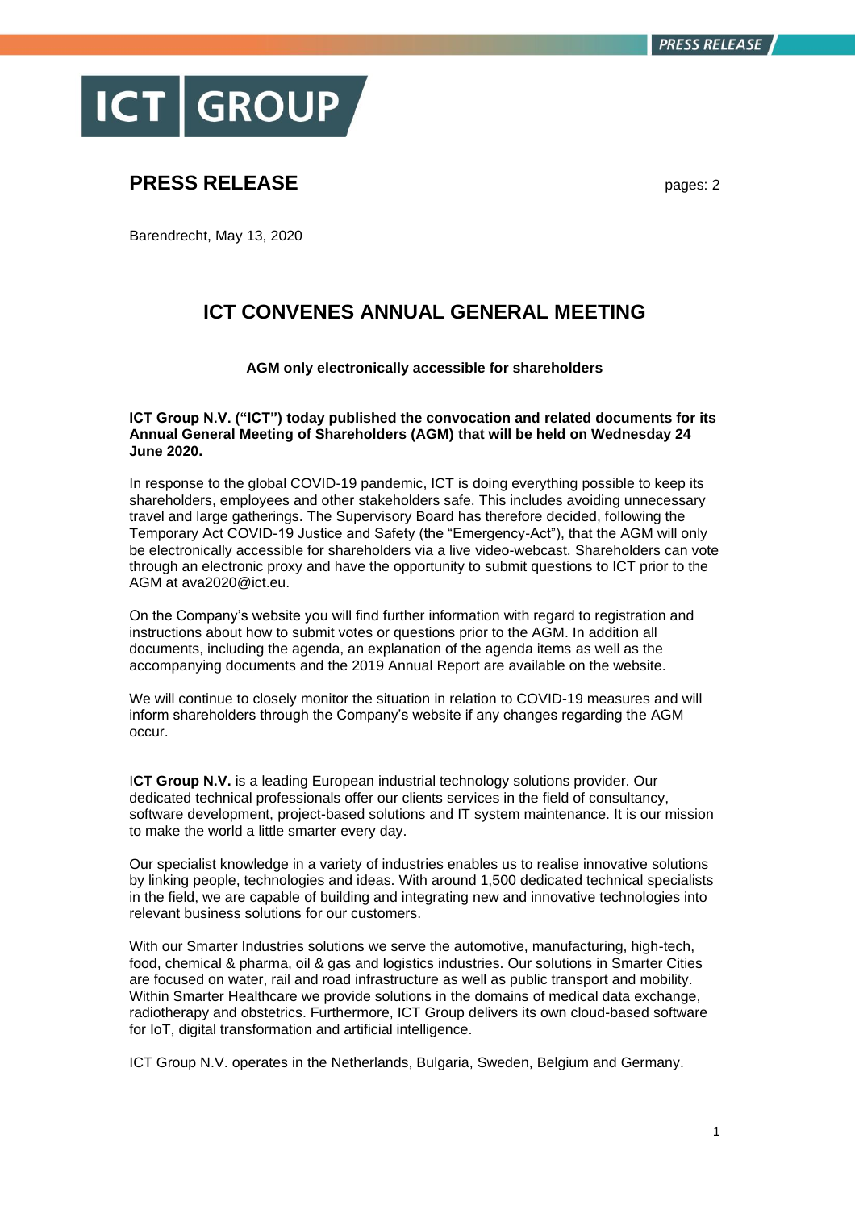ICT GROUP

# PRESS RELEASE

pages: 2

Barendrecht, May 13, 2020

## ICT CONVENES ANNUAL GENERAL MEETING

**AGM only electronically accessible for shareholders**

**ICT Group N.V. ("ICT") today published the convocation and related documents for its Annual General Meeting of Shareholders (AGM) that will be held on Wednesday 24 June 2020.**

In response to the global COVID-19 pandemic, ICT is doing everything possible to keep its shareholders, employees and other stakeholders safe. This includes avoiding unnecessary travel and large gatherings. The Supervisory Board has therefore decided, following the Temporary Act COVID-19 Justice and Safety (the "Emergency-Act"), that the AGM will only be electronically accessible for shareholders via a live video-webcast. Shareholders can vote through an electronic proxy and have the opportunity to submit questions to ICT prior to the AGM at ava2020@ict.eu.

On the Company's website you will find further information with regard to registration and instructions about how to submit votes or questions prior to the AGM. In addition all documents, including the agenda, an explanation of the agenda items as well as the accompanying documents and the 2019 Annual Report are available on the website.

We will continue to closely monitor the situation in relation to COVID-19 measures and will inform shareholders through the Company's website if any changes regarding the AGM occur.

**ICT Group N.V.** is a leading European industrial technology solutions provider. Our dedicated technical professionals offer our clients services in the field of consultancy, software development, project-based solutions and IT system maintenance. It is our mission to make the world a little smarter every day.

Our specialist knowledge in a variety of industries enables us to realise innovative solutions by linking people, technologies and ideas. With around 1,500 dedicated technical specialists in the field, we are capable of building and integrating new and innovative technologies into relevant business solutions for our customers.

With our Smarter Industries solutions we serve the automotive, manufacturing, high-tech, food, chemical & pharma, oil & gas and logistics industries. Our solutions in Smarter Cities are focused on water, rail and road infrastructure as well as public transport and mobility. Within Smarter Healthcare we provide solutions in the domains of medical data exchange, radiotherapy and obstetrics. Furthermore, ICT Group delivers its own cloud-based software for IoT, digital transformation and artificial intelligence.

ICT Group N.V. operates in the Netherlands, Bulgaria, Sweden, Belgium and Germany.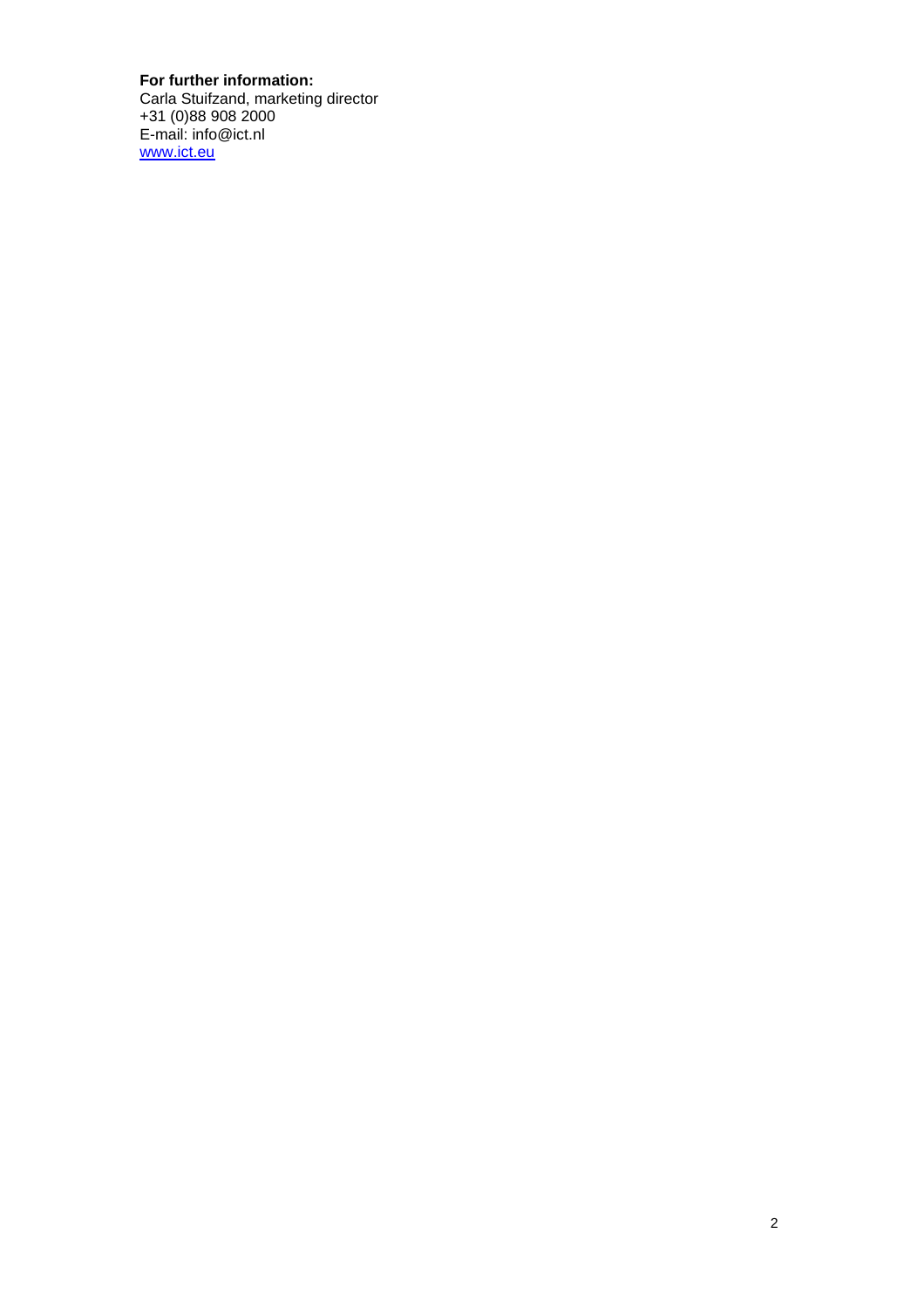**For further information:**
Carla Stuifzand, marketing director
+31 (0)88 908 2000
E-mail: info@ict.nl
[www.ict.eu](http://www.ict.eu)